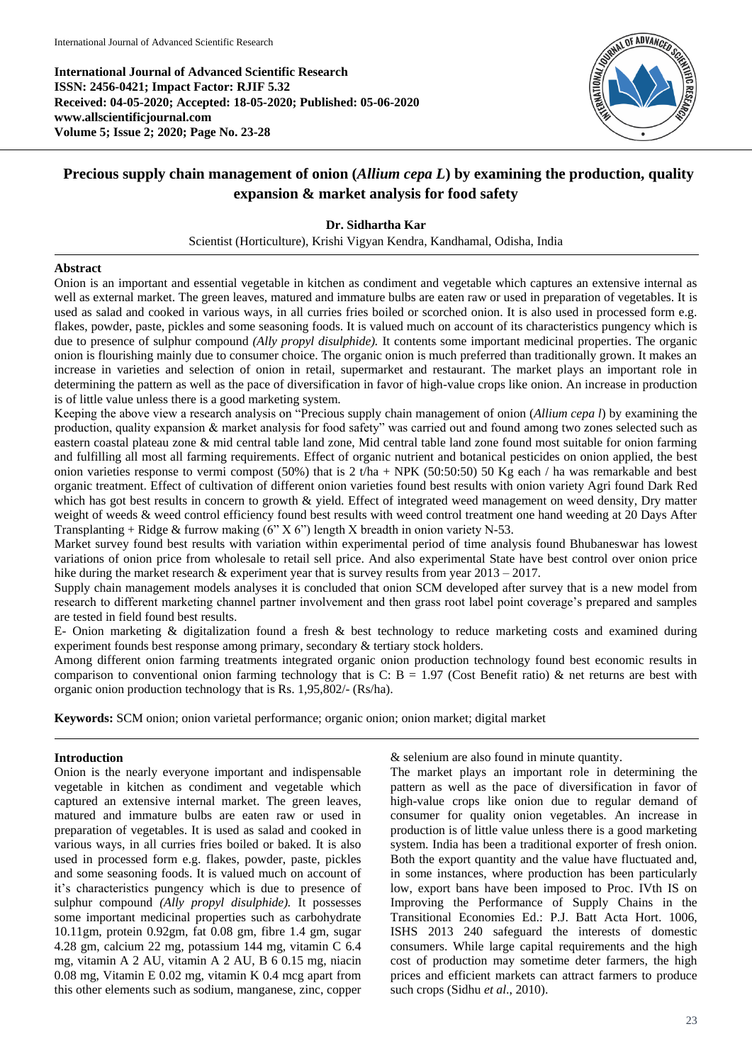International Journal of Advanced Scientific Research
ISSN: 2456-0421; Impact Factor: RJIF 5.32
Received: 04-05-2020; Accepted: 18-05-2020; Published: 05-06-2020
www.allscientificjournal.com
Volume 5; Issue 2; 2020; Page No. 23-28

# Precious supply chain management of onion (*Allium cepa L*) by examining the production, quality expansion & market analysis for food safety

**Dr. Sidhartha Kar**

Scientist (Horticulture), Krishi Vigyan Kendra, Kandhamal, Odisha, India

## Abstract

Onion is an important and essential vegetable in kitchen as condiment and vegetable which captures an extensive internal as well as external market. The green leaves, matured and immature bulbs are eaten raw or used in preparation of vegetables. It is used as salad and cooked in various ways, in all curries fries boiled or scorched onion. It is also used in processed form e.g. flakes, powder, paste, pickles and some seasoning foods. It is valued much on account of its characteristics pungency which is due to presence of sulphur compound *(Ally propyl disulphide).* It contents some important medicinal properties. The organic onion is flourishing mainly due to consumer choice. The organic onion is much preferred than traditionally grown. It makes an increase in varieties and selection of onion in retail, supermarket and restaurant. The market plays an important role in determining the pattern as well as the pace of diversification in favor of high-value crops like onion. An increase in production is of little value unless there is a good marketing system.

Keeping the above view a research analysis on "Precious supply chain management of onion (*Allium cepa l*) by examining the production, quality expansion & market analysis for food safety" was carried out and found among two zones selected such as eastern coastal plateau zone & mid central table land zone, Mid central table land zone found most suitable for onion farming and fulfilling all most all farming requirements. Effect of organic nutrient and botanical pesticides on onion applied, the best onion varieties response to vermi compost (50%) that is 2 t/ha + NPK (50:50:50) 50 Kg each / ha was remarkable and best organic treatment. Effect of cultivation of different onion varieties found best results with onion variety Agri found Dark Red which has got best results in concern to growth & yield. Effect of integrated weed management on weed density, Dry matter weight of weeds & weed control efficiency found best results with weed control treatment one hand weeding at 20 Days After Transplanting + Ridge & furrow making (6" X 6") length X breadth in onion variety N-53.

Market survey found best results with variation within experimental period of time analysis found Bhubaneswar has lowest variations of onion price from wholesale to retail sell price. And also experimental State have best control over onion price hike during the market research & experiment year that is survey results from year 2013 – 2017.

Supply chain management models analyses it is concluded that onion SCM developed after survey that is a new model from research to different marketing channel partner involvement and then grass root label point coverage's prepared and samples are tested in field found best results.

E- Onion marketing & digitalization found a fresh & best technology to reduce marketing costs and examined during experiment founds best response among primary, secondary & tertiary stock holders.

Among different onion farming treatments integrated organic onion production technology found best economic results in comparison to conventional onion farming technology that is C: B = 1.97 (Cost Benefit ratio) & net returns are best with organic onion production technology that is Rs. 1,95,802/- (Rs/ha).

**Keywords:** SCM onion; onion varietal performance; organic onion; onion market; digital market

## Introduction

Onion is the nearly everyone important and indispensable vegetable in kitchen as condiment and vegetable which captured an extensive internal market. The green leaves, matured and immature bulbs are eaten raw or used in preparation of vegetables. It is used as salad and cooked in various ways, in all curries fries boiled or baked. It is also used in processed form e.g. flakes, powder, paste, pickles and some seasoning foods. It is valued much on account of it's characteristics pungency which is due to presence of sulphur compound *(Ally propyl disulphide).* It possesses some important medicinal properties such as carbohydrate 10.11gm, protein 0.92gm, fat 0.08 gm, fibre 1.4 gm, sugar 4.28 gm, calcium 22 mg, potassium 144 mg, vitamin C 6.4 mg, vitamin A 2 AU, vitamin A 2 AU, B 6 0.15 mg, niacin 0.08 mg, Vitamin E 0.02 mg, vitamin K 0.4 mcg apart from this other elements such as sodium, manganese, zinc, copper & selenium are also found in minute quantity.

The market plays an important role in determining the pattern as well as the pace of diversification in favor of high-value crops like onion due to regular demand of consumer for quality onion vegetables. An increase in production is of little value unless there is a good marketing system. India has been a traditional exporter of fresh onion. Both the export quantity and the value have fluctuated and, in some instances, where production has been particularly low, export bans have been imposed to Proc. IVth IS on Improving the Performance of Supply Chains in the Transitional Economies Ed.: P.J. Batt Acta Hort. 1006, ISHS 2013 240 safeguard the interests of domestic consumers. While large capital requirements and the high cost of production may sometime deter farmers, the high prices and efficient markets can attract farmers to produce such crops (Sidhu *et al*., 2010).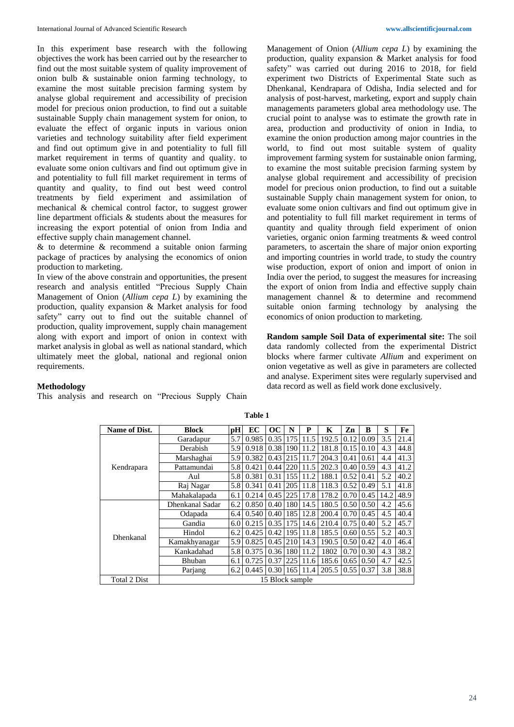In this experiment base research with the following objectives the work has been carried out by the researcher to find out the most suitable system of quality improvement of onion bulb & sustainable onion farming technology, to examine the most suitable precision farming system by analyse global requirement and accessibility of precision model for precious onion production, to find out a suitable sustainable Supply chain management system for onion, to evaluate the effect of organic inputs in various onion varieties and technology suitability after field experiment and find out optimum give in and potentiality to full fill market requirement in terms of quantity and quality. to evaluate some onion cultivars and find out optimum give in and potentiality to full fill market requirement in terms of quantity and quality, to find out best weed control treatments by field experiment and assimilation of mechanical & chemical control factor, to suggest grower line department officials & students about the measures for increasing the export potential of onion from India and effective supply chain management channel.

& to determine & recommend a suitable onion farming package of practices by analysing the economics of onion production to marketing.

In view of the above constrain and opportunities, the present research and analysis entitled "Precious Supply Chain Management of Onion (*Allium cepa L*) by examining the production, quality expansion & Market analysis for food safety" carry out to find out the suitable channel of production, quality improvement, supply chain management along with export and import of onion in context with market analysis in global as well as national standard, which ultimately meet the global, national and regional onion requirements.

**Methodology**

This analysis and research on "Precious Supply Chain Management of Onion (*Allium cepa L*) by examining the production, quality expansion & Market analysis for food safety" was carried out during 2016 to 2018, for field experiment two Districts of Experimental State such as Dhenkanal, Kendrapara of Odisha, India selected and for analysis of post-harvest, marketing, export and supply chain managements parameters global area methodology use. The crucial point to analyse was to estimate the growth rate in area, production and productivity of onion in India, to examine the onion production among major countries in the world, to find out most suitable system of quality improvement farming system for sustainable onion farming, to examine the most suitable precision farming system by analyse global requirement and accessibility of precision model for precious onion production, to find out a suitable sustainable Supply chain management system for onion, to evaluate some onion cultivars and find out optimum give in and potentiality to full fill market requirement in terms of quantity and quality through field experiment of onion varieties, organic onion farming treatments & weed control parameters, to ascertain the share of major onion exporting and importing countries in world trade, to study the country wise production, export of onion and import of onion in India over the period, to suggest the measures for increasing the export of onion from India and effective supply chain management channel & to determine and recommend suitable onion farming technology by analysing the economics of onion production to marketing.

**Random sample Soil Data of experimental site:** The soil data randomly collected from the experimental District blocks where farmer cultivate *Allium* and experiment on onion vegetative as well as give in parameters are collected and analyse. Experiment sites were regularly supervised and data record as well as field work done exclusively.

**Table 1**

| Name of Dist. | Block | pH | EC | OC | N | P | K | Zn | B | S | Fe |
|---|---|---|---|---|---|---|---|---|---|---|---|
| Kendrapara | Garadapur | 5.7 | 0.985 | 0.35 | 175 | 11.5 | 192.5 | 0.12 | 0.09 | 3.5 | 21.4 |
| | Derabish | 5.9 | 0.918 | 0.38 | 190 | 11.2 | 181.8 | 0.15 | 0.10 | 4.3 | 44.8 |
| | Marshaghai | 5.9 | 0.382 | 0.43 | 215 | 11.7 | 204.3 | 0.41 | 0.61 | 4.4 | 41.3 |
| | Pattamundai | 5.8 | 0.421 | 0.44 | 220 | 11.5 | 202.3 | 0.40 | 0.59 | 4.3 | 41.2 |
| | Aul | 5.8 | 0.381 | 0.31 | 155 | 11.2 | 188.1 | 0.52 | 0.41 | 5.2 | 40.2 |
| | Raj Nagar | 5.8 | 0.341 | 0.41 | 205 | 11.8 | 118.3 | 0.52 | 0.49 | 5.1 | 41.8 |
| | Mahakalapada | 6.1 | 0.214 | 0.45 | 225 | 17.8 | 178.2 | 0.70 | 0.45 | 14.2 | 48.9 |
| Dhenkanal | Dhenkanal Sadar | 6.2 | 0.850 | 0.40 | 180 | 14.5 | 180.5 | 0.50 | 0.50 | 4.2 | 45.6 |
| | Odapada | 6.4 | 0.540 | 0.40 | 185 | 12.8 | 200.4 | 0.70 | 0.45 | 4.5 | 40.4 |
| | Gandia | 6.0 | 0.215 | 0.35 | 175 | 14.6 | 210.4 | 0.75 | 0.40 | 5.2 | 45.7 |
| | Hindol | 6.2 | 0.425 | 0.42 | 195 | 11.8 | 185.5 | 0.60 | 0.55 | 5.2 | 40.3 |
| | Kamakhyanagar | 5.9 | 0.825 | 0.45 | 210 | 14.3 | 190.5 | 0.50 | 0.42 | 4.0 | 46.4 |
| | Kankadahad | 5.8 | 0.375 | 0.36 | 180 | 11.2 | 1802 | 0.70 | 0.30 | 4.3 | 38.2 |
| | Bhuban | 6.1 | 0.725 | 0.37 | 225 | 11.6 | 185.6 | 0.65 | 0.50 | 4.7 | 42.5 |
| | Parjang | 6.2 | 0.445 | 0.30 | 165 | 11.4 | 205.5 | 0.55 | 0.37 | 3.8 | 38.8 |
| Total 2 Dist | 15 Block sample | | | | | | | | | | |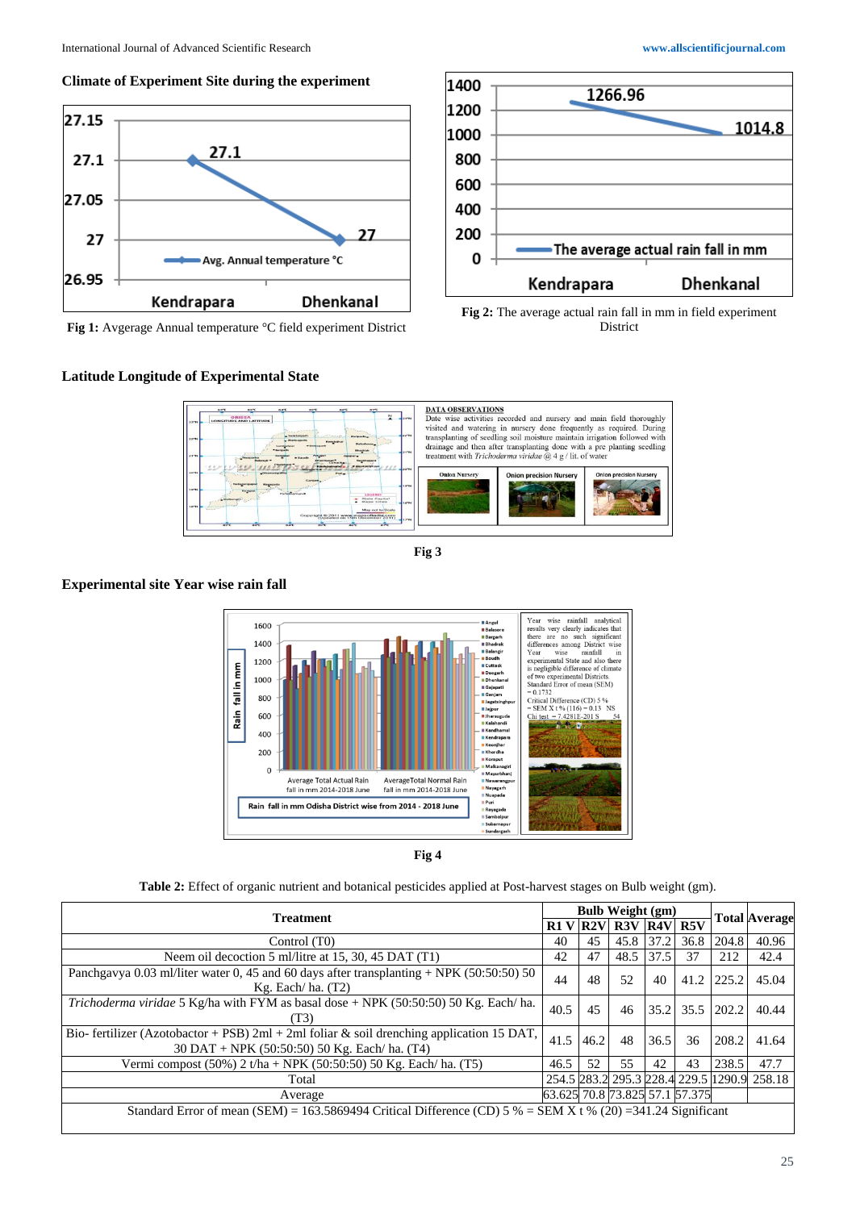### Climate of Experiment Site during the experiment

Fig 1: Avgerage Annual temperature °C field experiment District

Fig 2: The average actual rain fall in mm in field experiment District

### Latitude Longitude of Experimental State

Fig 3

### Experimental site Year wise rain fall

Fig 4

**Table 2:** Effect of organic nutrient and botanical pesticides applied at Post-harvest stages on Bulb weight (gm).

| Treatment | Bulb Weight (gm) | | | | | Total | Average |
|---|---|---|---|---|---|---|---|
| | R1 V | R2V | R3V | R4V | R5V | | |
| Control (T0) | 40 | 45 | 45.8 | 37.2 | 36.8 | 204.8 | 40.96 |
| Neem oil decoction 5 ml/litre at 15, 30, 45 DAT (T1) | 42 | 47 | 48.5 | 37.5 | 37 | 212 | 42.4 |
| Panchgavya 0.03 ml/liter water 0, 45 and 60 days after transplanting + NPK (50:50:50) 50 Kg. Each/ ha. (T2) | 44 | 48 | 52 | 40 | 41.2 | 225.2 | 45.04 |
| *Trichoderma viridae* 5 Kg/ha with FYM as basal dose + NPK (50:50:50) 50 Kg. Each/ ha. (T3) | 40.5 | 45 | 46 | 35.2 | 35.5 | 202.2 | 40.44 |
| Bio- fertilizer (Azotobactor + PSB) 2ml + 2ml foliar & soil drenching application 15 DAT, 30 DAT + NPK (50:50:50) 50 Kg. Each/ ha. (T4) | 41.5 | 46.2 | 48 | 36.5 | 36 | 208.2 | 41.64 |
| Vermi compost (50%) 2 t/ha + NPK (50:50:50) 50 Kg. Each/ ha. (T5) | 46.5 | 52 | 55 | 42 | 43 | 238.5 | 47.7 |
| Total | 254.5 | 283.2 | 295.3 | 228.4 | 229.5 | 1290.9 | 258.18 |
| Average | 63.625 | 70.8 | 73.825 | 57.1 | 57.375 | | |
| Standard Error of mean (SEM) = 163.5869494 Critical Difference (CD) 5 % = SEM X t % (20) =341.24 Significant | | | | | | | |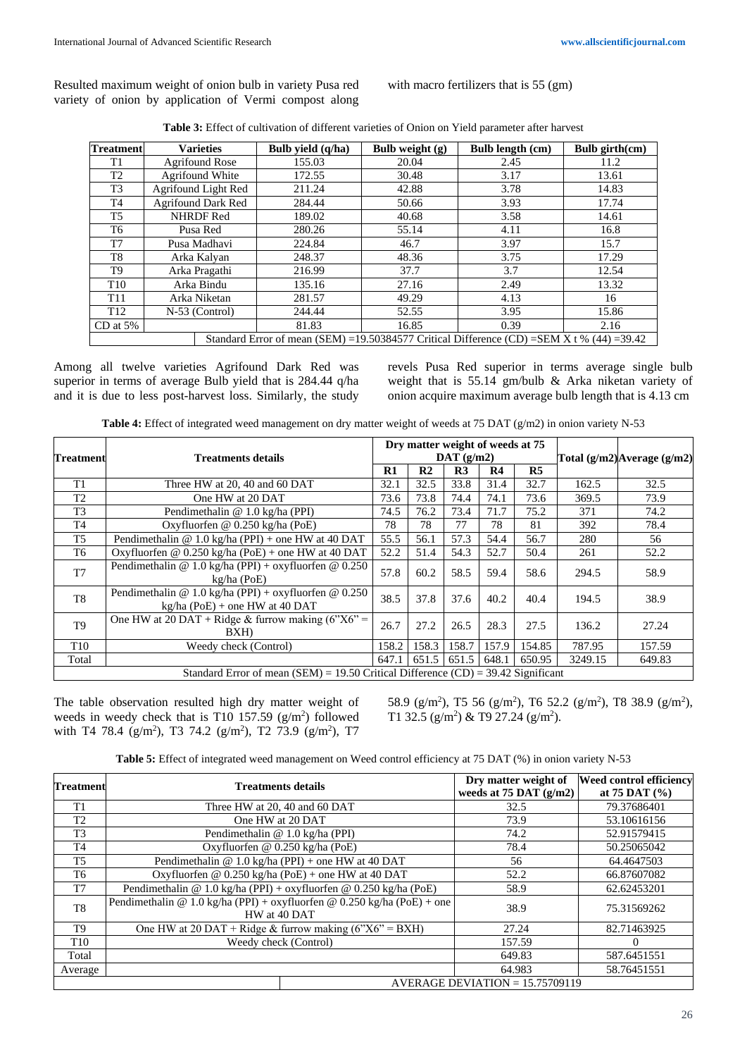Resulted maximum weight of onion bulb in variety Pusa red variety of onion by application of Vermi compost along with macro fertilizers that is 55 (gm)

**Table 3:** Effect of cultivation of different varieties of Onion on Yield parameter after harvest

| Treatment | Varieties | Bulb yield (q/ha) | Bulb weight (g) | Bulb length (cm) | Bulb girth(cm) |
|---|---|---|---|---|---|
| T1 | Agrifound Rose | 155.03 | 20.04 | 2.45 | 11.2 |
| T2 | Agrifound White | 172.55 | 30.48 | 3.17 | 13.61 |
| T3 | Agrifound Light Red | 211.24 | 42.88 | 3.78 | 14.83 |
| T4 | Agrifound Dark Red | 284.44 | 50.66 | 3.93 | 17.74 |
| T5 | NHRDF Red | 189.02 | 40.68 | 3.58 | 14.61 |
| T6 | Pusa Red | 280.26 | 55.14 | 4.11 | 16.8 |
| T7 | Pusa Madhavi | 224.84 | 46.7 | 3.97 | 15.7 |
| T8 | Arka Kalyan | 248.37 | 48.36 | 3.75 | 17.29 |
| T9 | Arka Pragathi | 216.99 | 37.7 | 3.7 | 12.54 |
| T10 | Arka Bindu | 135.16 | 27.16 | 2.49 | 13.32 |
| T11 | Arka Niketan | 281.57 | 49.29 | 4.13 | 16 |
| T12 | N-53 (Control) | 244.44 | 52.55 | 3.95 | 15.86 |
| CD at 5% | | 81.83 | 16.85 | 0.39 | 2.16 |
| | Standard Error of mean (SEM) =19.50384577 Critical Difference (CD) =SEM X t % (44) =39.42 | | | | |

Among all twelve varieties Agrifound Dark Red was superior in terms of average Bulb yield that is 284.44 q/ha and it is due to less post-harvest loss. Similarly, the study revels Pusa Red superior in terms average single bulb weight that is 55.14 gm/bulb & Arka niketan variety of onion acquire maximum average bulb length that is 4.13 cm

**Table 4:** Effect of integrated weed management on dry matter weight of weeds at 75 DAT (g/m2) in onion variety N-53

| Treatment | Treatments details | Dry matter weight of weeds at 75 DAT (g/m2) | | | | | Total (g/m2) | Average (g/m2) |
|---|---|---|---|---|---|---|---|---|
| | | R1 | R2 | R3 | R4 | R5 | | |
| T1 | Three HW at 20, 40 and 60 DAT | 32.1 | 32.5 | 33.8 | 31.4 | 32.7 | 162.5 | 32.5 |
| T2 | One HW at 20 DAT | 73.6 | 73.8 | 74.4 | 74.1 | 73.6 | 369.5 | 73.9 |
| T3 | Pendimethalin @ 1.0 kg/ha (PPI) | 74.5 | 76.2 | 73.4 | 71.7 | 75.2 | 371 | 74.2 |
| T4 | Oxyfluorfen @ 0.250 kg/ha (PoE) | 78 | 78 | 77 | 78 | 81 | 392 | 78.4 |
| T5 | Pendimethalin @ 1.0 kg/ha (PPI) + one HW at 40 DAT | 55.5 | 56.1 | 57.3 | 54.4 | 56.7 | 280 | 56 |
| T6 | Oxyfluorfen @ 0.250 kg/ha (PoE) + one HW at 40 DAT | 52.2 | 51.4 | 54.3 | 52.7 | 50.4 | 261 | 52.2 |
| T7 | Pendimethalin @ 1.0 kg/ha (PPI) + oxyfluorfen @ 0.250 kg/ha (PoE) | 57.8 | 60.2 | 58.5 | 59.4 | 58.6 | 294.5 | 58.9 |
| T8 | Pendimethalin @ 1.0 kg/ha (PPI) + oxyfluorfen @ 0.250 kg/ha (PoE) + one HW at 40 DAT | 38.5 | 37.8 | 37.6 | 40.2 | 40.4 | 194.5 | 38.9 |
| T9 | One HW at 20 DAT + Ridge & furrow making (6"X6" = BXH) | 26.7 | 27.2 | 26.5 | 28.3 | 27.5 | 136.2 | 27.24 |
| T10 | Weedy check (Control) | 158.2 | 158.3 | 158.7 | 157.9 | 154.85 | 787.95 | 157.59 |
| Total | | 647.1 | 651.5 | 651.5 | 648.1 | 650.95 | 3249.15 | 649.83 |
| Standard Error of mean (SEM) = 19.50 Critical Difference (CD) = 39.42 Significant | | | | | | | | |

The table observation resulted high dry matter weight of weeds in weedy check that is T10 157.59 (g/m$^2$) followed with T4 78.4 (g/m$^2$), T3 74.2 (g/m$^2$), T2 73.9 (g/m$^2$), T7 58.9 (g/m$^2$), T5 56 (g/m$^2$), T6 52.2 (g/m$^2$), T8 38.9 (g/m$^2$), T1 32.5 (g/m$^2$) & T9 27.24 (g/m$^2$).

**Table 5:** Effect of integrated weed management on Weed control efficiency at 75 DAT (%) in onion variety N-53

| Treatment | Treatments details | Dry matter weight of weeds at 75 DAT (g/m2) | Weed control efficiency at 75 DAT (%) |
|---|---|---|---|
| T1 | Three HW at 20, 40 and 60 DAT | 32.5 | 79.37686401 |
| T2 | One HW at 20 DAT | 73.9 | 53.10616156 |
| T3 | Pendimethalin @ 1.0 kg/ha (PPI) | 74.2 | 52.91579415 |
| T4 | Oxyfluorfen @ 0.250 kg/ha (PoE) | 78.4 | 50.25065042 |
| T5 | Pendimethalin @ 1.0 kg/ha (PPI) + one HW at 40 DAT | 56 | 64.4647503 |
| T6 | Oxyfluorfen @ 0.250 kg/ha (PoE) + one HW at 40 DAT | 52.2 | 66.87607082 |
| T7 | Pendimethalin @ 1.0 kg/ha (PPI) + oxyfluorfen @ 0.250 kg/ha (PoE) | 58.9 | 62.62453201 |
| T8 | Pendimethalin @ 1.0 kg/ha (PPI) + oxyfluorfen @ 0.250 kg/ha (PoE) + one HW at 40 DAT | 38.9 | 75.31569262 |
| T9 | One HW at 20 DAT + Ridge & furrow making (6"X6" = BXH) | 27.24 | 82.71463925 |
| T10 | Weedy check (Control) | 157.59 | 0 |
| Total | | 649.83 | 587.6451551 |
| Average | | 64.983 | 58.76451551 |
| | | AVERAGE DEVIATION = 15.75709119 | |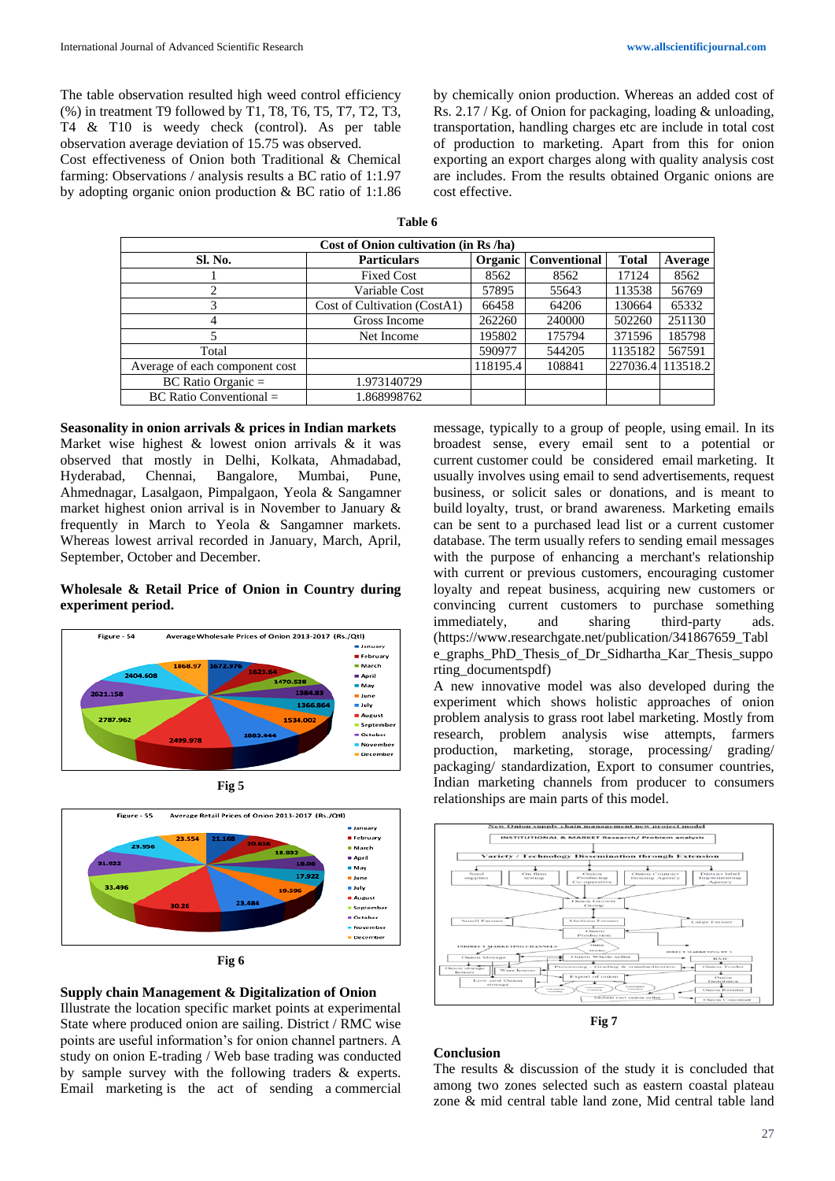The table observation resulted high weed control efficiency (%) in treatment T9 followed by T1, T8, T6, T5, T7, T2, T3, T4 & T10 is weedy check (control). As per table observation average deviation of 15.75 was observed.

Cost effectiveness of Onion both Traditional & Chemical farming: Observations / analysis results a BC ratio of 1:1.97 by adopting organic onion production & BC ratio of 1:1.86 by chemically onion production. Whereas an added cost of Rs. 2.17 / Kg. of Onion for packaging, loading & unloading, transportation, handling charges etc are include in total cost of production to marketing. Apart from this for onion exporting an export charges along with quality analysis cost are includes. From the results obtained Organic onions are cost effective.

**Table 6**

| Cost of Onion cultivation (in Rs /ha) | | | | | |
|---|---|---|---|---|---|
| **Sl. No.** | **Particulars** | **Organic** | **Conventional** | **Total** | **Average** |
| 1 | Fixed Cost | 8562 | 8562 | 17124 | 8562 |
| 2 | Variable Cost | 57895 | 55643 | 113538 | 56769 |
| 3 | Cost of Cultivation (CostA1) | 66458 | 64206 | 130664 | 65332 |
| 4 | Gross Income | 262260 | 240000 | 502260 | 251130 |
| 5 | Net Income | 195802 | 175794 | 371596 | 185798 |
| Total | | 590977 | 544205 | 1135182 | 567591 |
| Average of each component cost | | 118195.4 | 108841 | 227036.4 | 113518.2 |
| BC Ratio Organic = | 1.973140729 | | | | |
| BC Ratio Conventional = | 1.868998762 | | | | |

**Seasonality in onion arrivals & prices in Indian markets**

Market wise highest & lowest onion arrivals & it was observed that mostly in Delhi, Kolkata, Ahmadabad, Hyderabad, Chennai, Bangalore, Mumbai, Pune, Ahmednagar, Lasalgaon, Pimpalgaon, Yeola & Sangamner market highest onion arrival is in November to January & frequently in March to Yeola & Sangamner markets. Whereas lowest arrival recorded in January, March, April, September, October and December.

**Wholesale & Retail Price of Onion in Country during experiment period.**

Fig 5

Fig 6

**Supply chain Management & Digitalization of Onion**

Illustrate the location specific market points at experimental State where produced onion are sailing. District / RMC wise points are useful information's for onion channel partners. A study on onion E-trading / Web base trading was conducted by sample survey with the following traders & experts. Email marketing is the act of sending a commercial message, typically to a group of people, using email. In its broadest sense, every email sent to a potential or current customer could be considered email marketing. It usually involves using email to send advertisements, request business, or solicit sales or donations, and is meant to build loyalty, trust, or brand awareness. Marketing emails can be sent to a purchased lead list or a current customer database. The term usually refers to sending email messages with the purpose of enhancing a merchant's relationship with current or previous customers, encouraging customer loyalty and repeat business, acquiring new customers or convincing current customers to purchase something immediately, and sharing third-party ads. (https://www.researchgate.net/publication/341867659_Table_graphs_PhD_Thesis_of_Dr_Sidhartha_Kar_Thesis_supporting_documentspdf)

A new innovative model was also developed during the experiment which shows holistic approaches of onion problem analysis to grass root label marketing. Mostly from research, problem analysis wise attempts, farmers production, marketing, storage, processing/ grading/ packaging/ standardization, Export to consumer countries, Indian marketing channels from producer to consumers relationships are main parts of this model.

Fig 7

**Conclusion**

The results & discussion of the study it is concluded that among two zones selected such as eastern coastal plateau zone & mid central table land zone, Mid central table land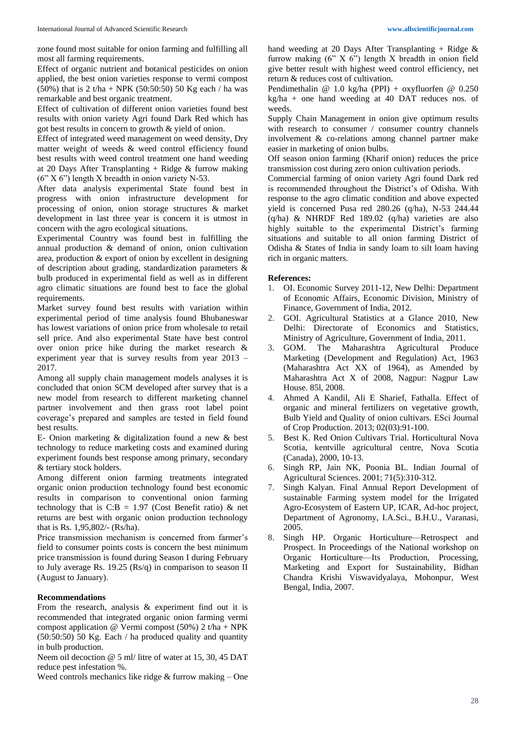zone found most suitable for onion farming and fulfilling all most all farming requirements.

Effect of organic nutrient and botanical pesticides on onion applied, the best onion varieties response to vermi compost (50%) that is 2 t/ha + NPK (50:50:50) 50 Kg each / ha was remarkable and best organic treatment.

Effect of cultivation of different onion varieties found best results with onion variety Agri found Dark Red which has got best results in concern to growth & yield of onion.

Effect of integrated weed management on weed density, Dry matter weight of weeds & weed control efficiency found best results with weed control treatment one hand weeding at 20 Days After Transplanting + Ridge & furrow making (6" X 6") length X breadth in onion variety N-53.

After data analysis experimental State found best in progress with onion infrastructure development for processing of onion, onion storage structures & market development in last three year is concern it is utmost in concern with the agro ecological situations.

Experimental Country was found best in fulfilling the annual production & demand of onion, onion cultivation area, production & export of onion by excellent in designing of description about grading, standardization parameters & bulb produced in experimental field as well as in different agro climatic situations are found best to face the global requirements.

Market survey found best results with variation within experimental period of time analysis found Bhubaneswar has lowest variations of onion price from wholesale to retail sell price. And also experimental State have best control over onion price hike during the market research & experiment year that is survey results from year 2013 – 2017.

Among all supply chain management models analyses it is concluded that onion SCM developed after survey that is a new model from research to different marketing channel partner involvement and then grass root label point coverage's prepared and samples are tested in field found best results.

E- Onion marketing & digitalization found a new & best technology to reduce marketing costs and examined during experiment founds best response among primary, secondary & tertiary stock holders.

Among different onion farming treatments integrated organic onion production technology found best economic results in comparison to conventional onion farming technology that is C:B = 1.97 (Cost Benefit ratio) & net returns are best with organic onion production technology that is Rs. 1,95,802/- (Rs/ha).

Price transmission mechanism is concerned from farmer's field to consumer points costs is concern the best minimum price transmission is found during Season I during February to July average Rs. 19.25 (Rs/q) in comparison to season II (August to January).

## Recommendations

From the research, analysis & experiment find out it is recommended that integrated organic onion farming vermi compost application @ Vermi compost (50%) 2 t/ha + NPK (50:50:50) 50 Kg. Each / ha produced quality and quantity in bulb production.

Neem oil decoction @ 5 ml/ litre of water at 15, 30, 45 DAT reduce pest infestation %.

Weed controls mechanics like ridge & furrow making – One hand weeding at 20 Days After Transplanting + Ridge & furrow making (6" X 6") length X breadth in onion field give better result with highest weed control efficiency, net return & reduces cost of cultivation.

Pendimethalin @ 1.0 kg/ha (PPI) + oxyfluorfen @ 0.250 kg/ha + one hand weeding at 40 DAT reduces nos. of weeds.

Supply Chain Management in onion give optimum results with research to consumer / consumer country channels involvement & co-relations among channel partner make easier in marketing of onion bulbs.

Off season onion farming (Kharif onion) reduces the price transmission cost during zero onion cultivation periods.

Commercial farming of onion variety Agri found Dark red is recommended throughout the District's of Odisha. With response to the agro climatic condition and above expected yield is concerned Pusa red 280.26 (q/ha), N-53 244.44 (q/ha) & NHRDF Red 189.02 (q/ha) varieties are also highly suitable to the experimental District's farming situations and suitable to all onion farming District of Odisha & States of India in sandy loam to silt loam having rich in organic matters.

## References:

1. OI. Economic Survey 2011-12, New Delhi: Department of Economic Affairs, Economic Division, Ministry of Finance, Government of India, 2012.
2. GOI. Agricultural Statistics at a Glance 2010, New Delhi: Directorate of Economics and Statistics, Ministry of Agriculture, Government of India, 2011.
3. GOM. The Maharashtra Agricultural Produce Marketing (Development and Regulation) Act, 1963 (Maharashtra Act XX of 1964), as Amended by Maharashtra Act X of 2008, Nagpur: Nagpur Law House. 85l, 2008.
4. Ahmed A Kandil, Ali E Sharief, Fathalla. Effect of organic and mineral fertilizers on vegetative growth, Bulb Yield and Quality of onion cultivars. ESci Journal of Crop Production. 2013; 02(03):91-100.
5. Best K. Red Onion Cultivars Trial. Horticultural Nova Scotia, kentville agricultural centre, Nova Scotia (Canada), 2000, 10-13.
6. Singh RP, Jain NK, Poonia BL. Indian Journal of Agricultural Sciences. 2001; 71(5):310-312.
7. Singh Kalyan. Final Annual Report Development of sustainable Farming system model for the Irrigated Agro-Ecosystem of Eastern UP, ICAR, Ad-hoc project, Department of Agronomy, I.A.Sci., B.H.U., Varanasi, 2005.
8. Singh HP. Organic Horticulture—Retrospect and Prospect. In Proceedings of the National workshop on Organic Horticulture—Its Production, Processing, Marketing and Export for Sustainability, Bidhan Chandra Krishi Viswavidyalaya, Mohonpur, West Bengal, India, 2007.